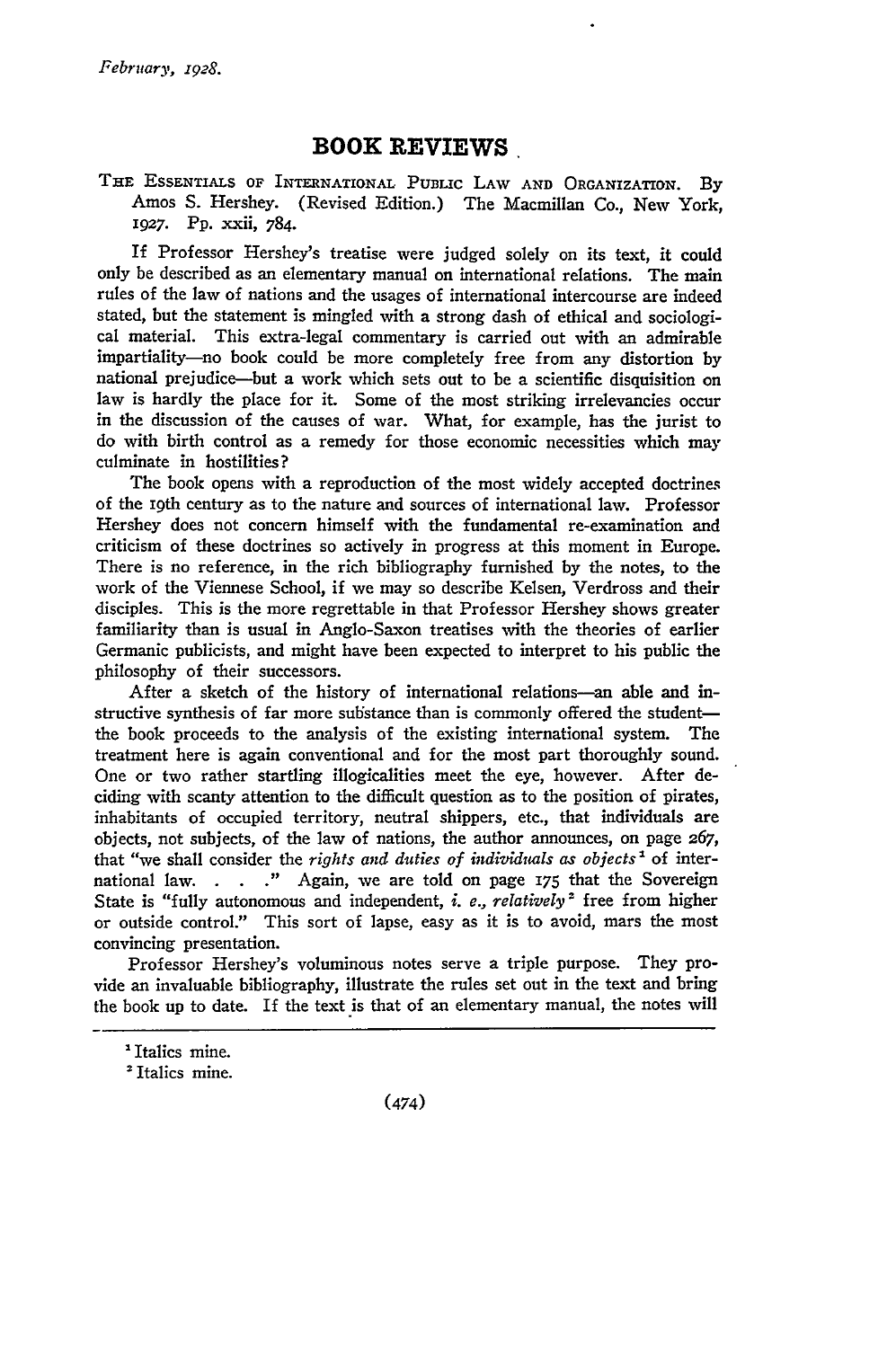February, 1928.

# BOOK REVIEWS

THE ESSENTIALS OF INTERNATIONAL PUBLIC LAW AND ORGANIZATION. By Amos S. Hershey. (Revised Edition.) The Macmillan Co., New York, 1927. Pp. xxii, 784.

If Professor Hershey's treatise were judged solely on its text, it could only be described as an elementary manual on international relations. The main rules of the law of nations and the usages of international intercourse are indeed stated, but the statement is mingled with a strong dash of ethical and sociological material. This extra-legal commentary is carried out with an admirable impartiality—no book could be more completely free from any distortion by national prejudice—but a work which sets out to be a scientific disquisition on law is hardly the place for it. Some of the most striking irrelevancies occur in the discussion of the causes of war. What, for example, has the jurist to do with birth control as a remedy for those economic necessities which may culminate in hostilities?

The book opens with a reproduction of the most widely accepted doctrines of the 19th century as to the nature and sources of international law. Professor Hershey does not concern himself with the fundamental re-examination and criticism of these doctrines so actively in progress at this moment in Europe. There is no reference, in the rich bibliography furnished by the notes, to the work of the Viennese School, if we may so describe Kelsen, Verdross and their disciples. This is the more regrettable in that Professor Hershey shows greater familiarity than is usual in Anglo-Saxon treatises with the theories of earlier Germanic publicists, and might have been expected to interpret to his public the philosophy of their successors.

After a sketch of the history of international relations—an able and instructive synthesis of far more substance than is commonly offered the student—the book proceeds to the analysis of the existing international system. The treatment here is again conventional and for the most part thoroughly sound. One or two rather startling illogicalities meet the eye, however. After deciding with scanty attention to the difficult question as to the position of pirates, inhabitants of occupied territory, neutral shippers, etc., that individuals are objects, not subjects, of the law of nations, the author announces, on page 267, that "we shall consider the *rights and duties of individuals as objects*[1] of international law. . . ." Again, we are told on page 175 that the Sovereign State is "fully autonomous and independent, *i. e., relatively*[2] free from higher or outside control." This sort of lapse, easy as it is to avoid, mars the most convincing presentation.

Professor Hershey's voluminous notes serve a triple purpose. They provide an invaluable bibliography, illustrate the rules set out in the text and bring the book up to date. If the text is that of an elementary manual, the notes will

---

[1] Italics mine.

[2] Italics mine.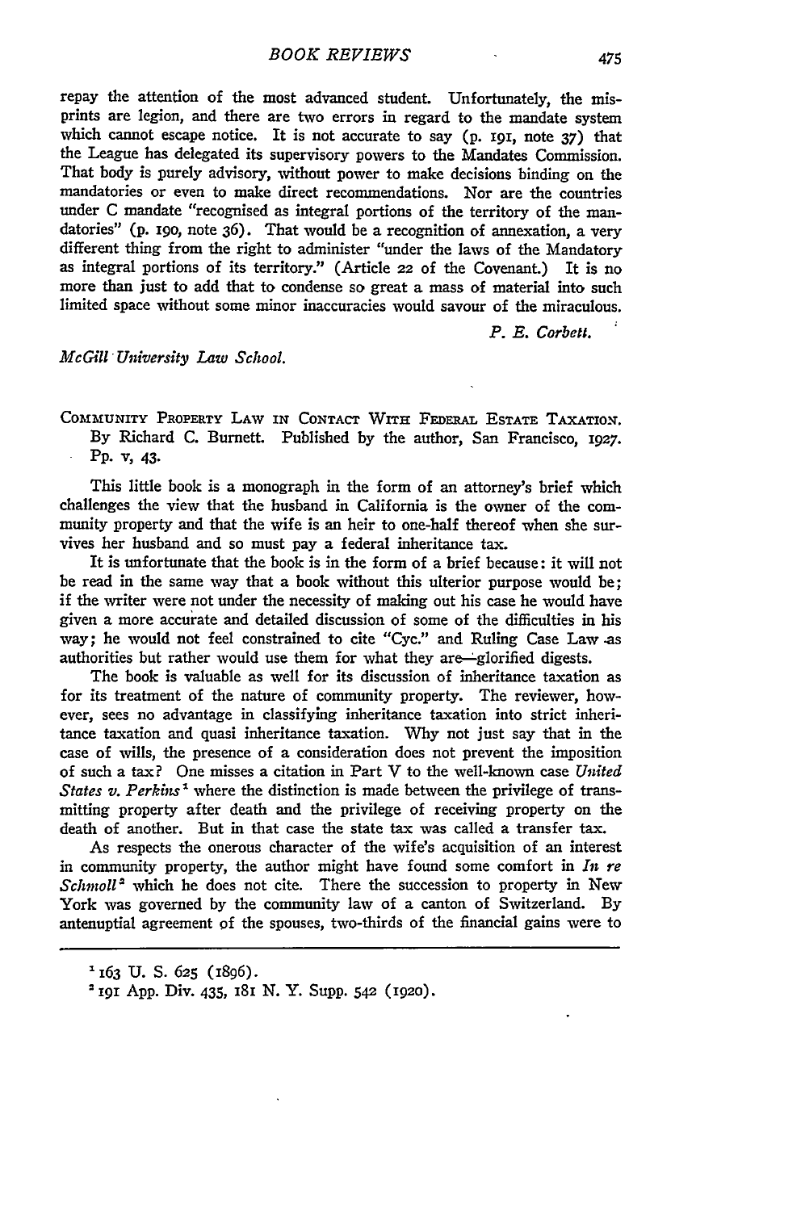repay the attention of the most advanced student. Unfortunately, the misprints are legion, and there are two errors in regard to the mandate system which cannot escape notice. It is not accurate to say (p. 191, note 37) that the League has delegated its supervisory powers to the Mandates Commission. That body is purely advisory, without power to make decisions binding on the mandatories or even to make direct recommendations. Nor are the countries under C mandate "recognised as integral portions of the territory of the mandatories" (p. 190, note 36). That would be a recognition of annexation, a very different thing from the right to administer "under the laws of the Mandatory as integral portions of its territory." (Article 22 of the Covenant.) It is no more than just to add that to condense so great a mass of material into such limited space without some minor inaccuracies would savour of the miraculous.

*P. E. Corbett.*

*McGill University Law School.*

COMMUNITY PROPERTY LAW IN CONTACT WITH FEDERAL ESTATE TAXATION. By Richard C. Burnett. Published by the author, San Francisco, 1927. Pp. v, 43.

This little book is a monograph in the form of an attorney's brief which challenges the view that the husband in California is the owner of the community property and that the wife is an heir to one-half thereof when she survives her husband and so must pay a federal inheritance tax.

It is unfortunate that the book is in the form of a brief because: it will not be read in the same way that a book without this ulterior purpose would be; if the writer were not under the necessity of making out his case he would have given a more accurate and detailed discussion of some of the difficulties in his way; he would not feel constrained to cite "Cyc." and Ruling Case Law as authorities but rather would use them for what they are—glorified digests.

The book is valuable as well for its discussion of inheritance taxation as for its treatment of the nature of community property. The reviewer, however, sees no advantage in classifying inheritance taxation into strict inheritance taxation and quasi inheritance taxation. Why not just say that in the case of wills, the presence of a consideration does not prevent the imposition of such a tax? One misses a citation in Part V to the well-known case *United States v. Perkins*[1] where the distinction is made between the privilege of transmitting property after death and the privilege of receiving property on the death of another. But in that case the state tax was called a transfer tax.

As respects the onerous character of the wife's acquisition of an interest in community property, the author might have found some comfort in *In re Schmoll*[2] which he does not cite. There the succession to property in New York was governed by the community law of a canton of Switzerland. By antenuptial agreement of the spouses, two-thirds of the financial gains were to

[1] 163 U. S. 625 (1896).

[2] 191 App. Div. 435, 181 N. Y. Supp. 542 (1920).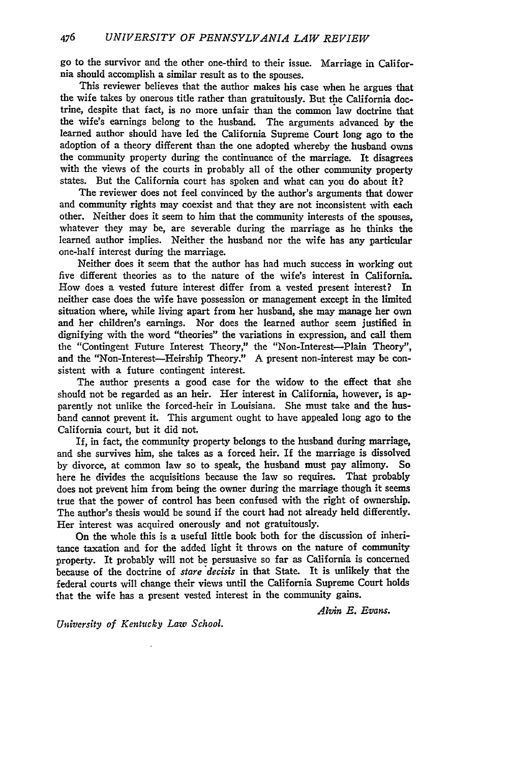go to the survivor and the other one-third to their issue. Marriage in California should accomplish a similar result as to the spouses.

This reviewer believes that the author makes his case when he argues that the wife takes by onerous title rather than gratuitously. But the California doctrine, despite that fact, is no more unfair than the common law doctrine that the wife's earnings belong to the husband. The arguments advanced by the learned author should have led the California Supreme Court long ago to the adoption of a theory different than the one adopted whereby the husband owns the community property during the continuance of the marriage. It disagrees with the views of the courts in probably all of the other community property states. But the California court has spoken and what can you do about it?

The reviewer does not feel convinced by the author's arguments that dower and community rights may coexist and that they are not inconsistent with each other. Neither does it seem to him that the community interests of the spouses, whatever they may be, are severable during the marriage as he thinks the learned author implies. Neither the husband nor the wife has any particular one-half interest during the marriage.

Neither does it seem that the author has had much success in working out five different theories as to the nature of the wife's interest in California. How does a vested future interest differ from a vested present interest? In neither case does the wife have possession or management except in the limited situation where, while living apart from her husband, she may manage her own and her children's earnings. Nor does the learned author seem justified in dignifying with the word "theories" the variations in expression, and call them the "Contingent Future Interest Theory," the "Non-Interest—Plain Theory", and the "Non-Interest—Heirship Theory." A present non-interest may be consistent with a future contingent interest.

The author presents a good case for the widow to the effect that she should not be regarded as an heir. Her interest in California, however, is apparently not unlike the forced-heir in Louisiana. She must take and the husband cannot prevent it. This argument ought to have appealed long ago to the California court, but it did not.

If, in fact, the community property belongs to the husband during marriage, and she survives him, she takes as a forced heir. If the marriage is dissolved by divorce, at common law so to speak, the husband must pay alimony. So here he divides the acquisitions because the law so requires. That probably does not prevent him from being the owner during the marriage though it seems true that the power of control has been confused with the right of ownership. The author's thesis would be sound if the court had not already held differently. Her interest was acquired onerously and not gratuitously.

On the whole this is a useful little book both for the discussion of inheritance taxation and for the added light it throws on the nature of community property. It probably will not be persuasive so far as California is concerned because of the doctrine of *stare decisis* in that State. It is unlikely that the federal courts will change their views until the California Supreme Court holds that the wife has a present vested interest in the community gains.

*Alvin E. Evans.*

*University of Kentucky Law School.*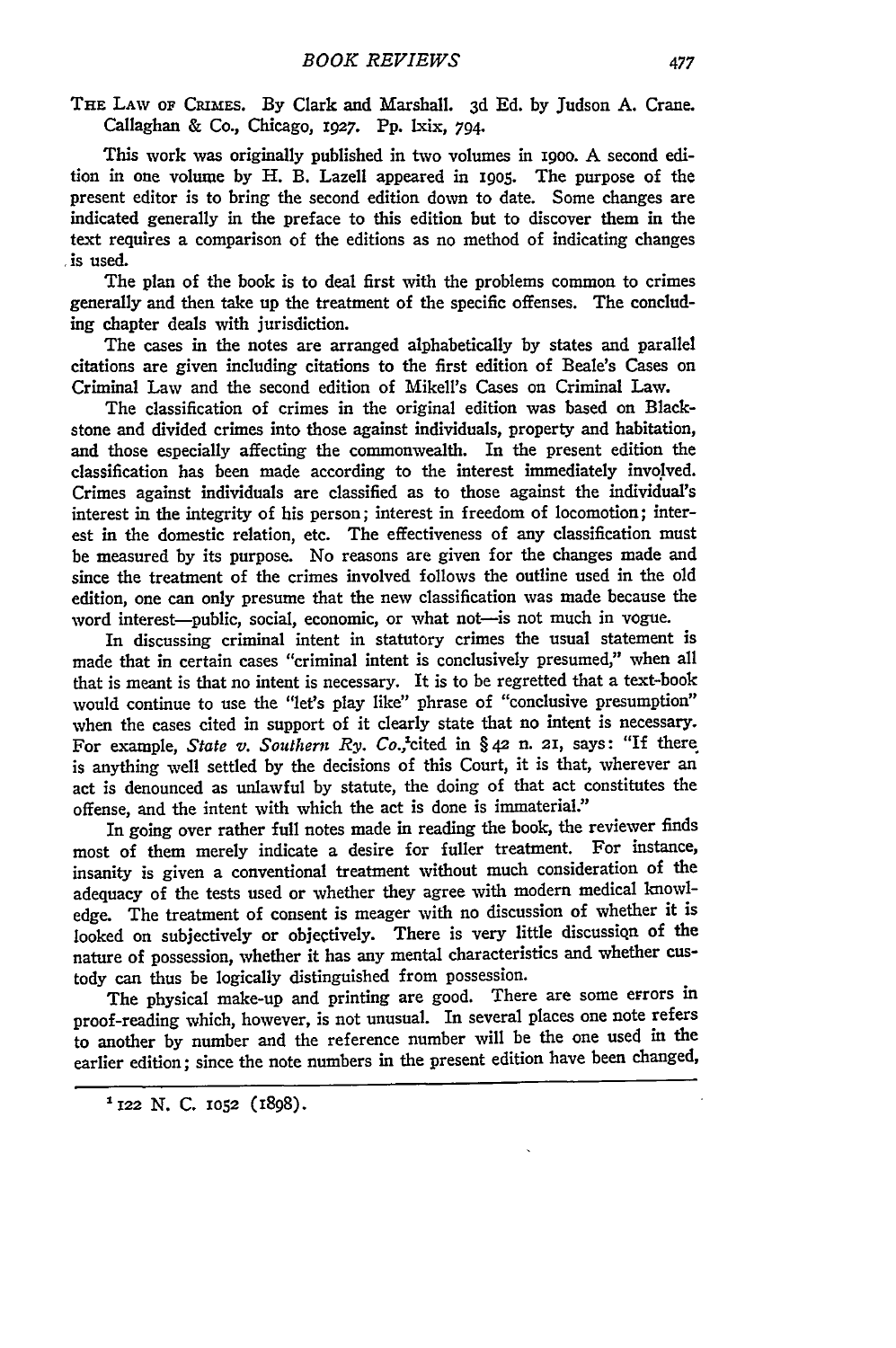THE LAW OF CRIMES. By Clark and Marshall. 3d Ed. by Judson A. Crane. Callaghan & Co., Chicago, 1927. Pp. lxix, 794.

This work was originally published in two volumes in 1900. A second edition in one volume by H. B. Lazell appeared in 1905. The purpose of the present editor is to bring the second edition down to date. Some changes are indicated generally in the preface to this edition but to discover them in the text requires a comparison of the editions as no method of indicating changes is used.

The plan of the book is to deal first with the problems common to crimes generally and then take up the treatment of the specific offenses. The concluding chapter deals with jurisdiction.

The cases in the notes are arranged alphabetically by states and parallel citations are given including citations to the first edition of Beale's Cases on Criminal Law and the second edition of Mikell's Cases on Criminal Law.

The classification of crimes in the original edition was based on Blackstone and divided crimes into those against individuals, property and habitation, and those especially affecting the commonwealth. In the present edition the classification has been made according to the interest immediately involved. Crimes against individuals are classified as to those against the individual's interest in the integrity of his person; interest in freedom of locomotion; interest in the domestic relation, etc. The effectiveness of any classification must be measured by its purpose. No reasons are given for the changes made and since the treatment of the crimes involved follows the outline used in the old edition, one can only presume that the new classification was made because the word interest—public, social, economic, or what not—is not much in vogue.

In discussing criminal intent in statutory crimes the usual statement is made that in certain cases "criminal intent is conclusively presumed," when all that is meant is that no intent is necessary. It is to be regretted that a text-book would continue to use the "let's play like" phrase of "conclusive presumption" when the cases cited in support of it clearly state that no intent is necessary. For example, *State v. Southern Ry. Co.*,[1] cited in § 42 n. 21, says: "If there is anything well settled by the decisions of this Court, it is that, wherever an act is denounced as unlawful by statute, the doing of that act constitutes the offense, and the intent with which the act is done is immaterial."

In going over rather full notes made in reading the book, the reviewer finds most of them merely indicate a desire for fuller treatment. For instance, insanity is given a conventional treatment without much consideration of the adequacy of the tests used or whether they agree with modern medical knowledge. The treatment of consent is meager with no discussion of whether it is looked on subjectively or objectively. There is very little discussion of the nature of possession, whether it has any mental characteristics and whether custody can thus be logically distinguished from possession.

The physical make-up and printing are good. There are some errors in proof-reading which, however, is not unusual. In several places one note refers to another by number and the reference number will be the one used in the earlier edition; since the note numbers in the present edition have been changed,

[1] 122 N. C. 1052 (1898).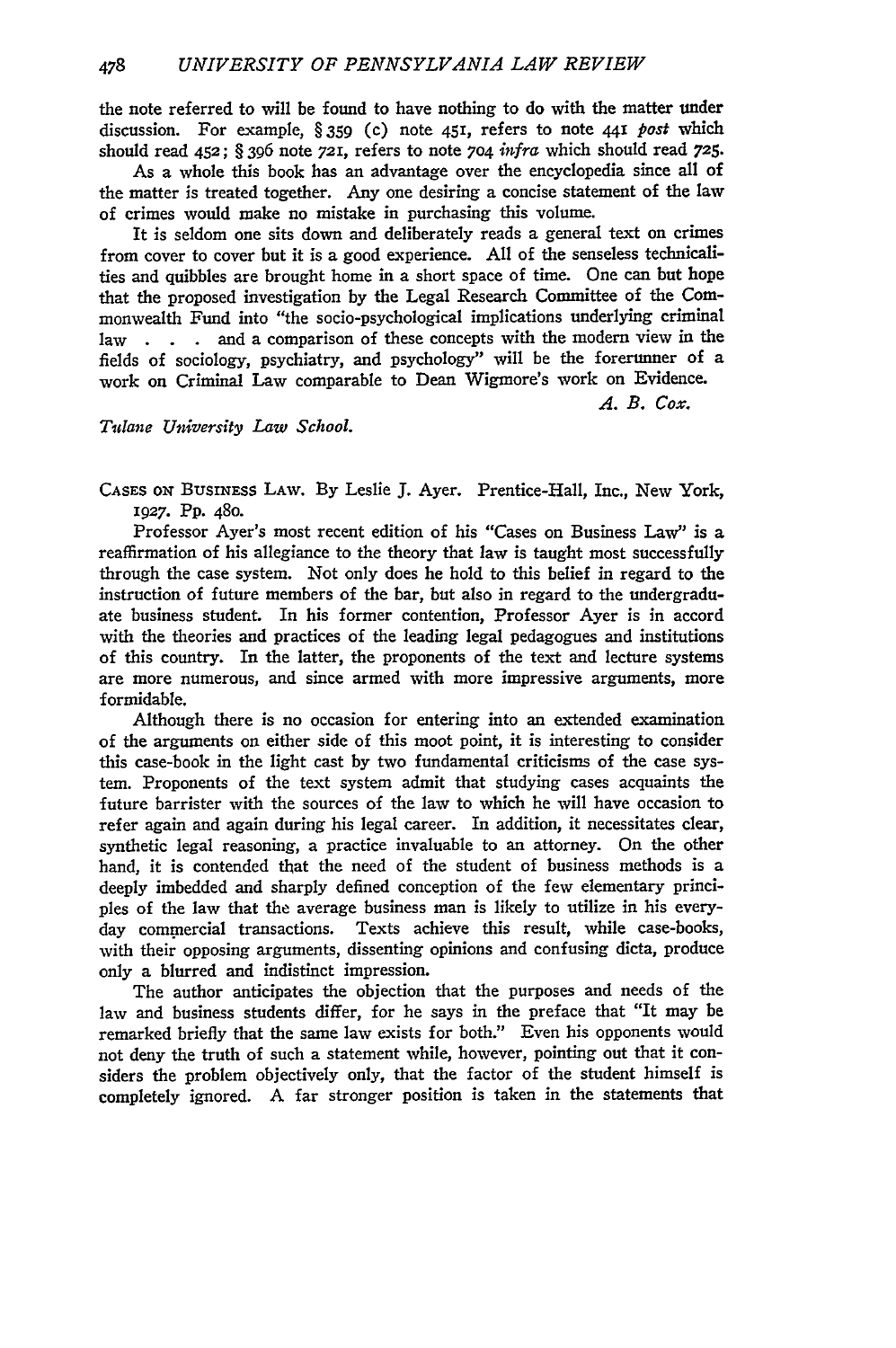the note referred to will be found to have nothing to do with the matter under discussion. For example, § 359 (c) note 451, refers to note 441 *post* which should read 452; § 396 note 721, refers to note 704 *infra* which should read 725.

As a whole this book has an advantage over the encyclopedia since all of the matter is treated together. Any one desiring a concise statement of the law of crimes would make no mistake in purchasing this volume.

It is seldom one sits down and deliberately reads a general text on crimes from cover to cover but it is a good experience. All of the senseless technicalities and quibbles are brought home in a short space of time. One can but hope that the proposed investigation by the Legal Research Committee of the Commonwealth Fund into "the socio-psychological implications underlying criminal law . . . and a comparison of these concepts with the modern view in the fields of sociology, psychiatry, and psychology" will be the forerunner of a work on Criminal Law comparable to Dean Wigmore's work on Evidence.

*A. B. Cox.*

*Tulane University Law School.*

CASES ON BUSINESS LAW. By Leslie J. Ayer. Prentice-Hall, Inc., New York, 1927. Pp. 480.

Professor Ayer's most recent edition of his "Cases on Business Law" is a reaffirmation of his allegiance to the theory that law is taught most successfully through the case system. Not only does he hold to this belief in regard to the instruction of future members of the bar, but also in regard to the undergraduate business student. In his former contention, Professor Ayer is in accord with the theories and practices of the leading legal pedagogues and institutions of this country. In the latter, the proponents of the text and lecture systems are more numerous, and since armed with more impressive arguments, more formidable.

Although there is no occasion for entering into an extended examination of the arguments on either side of this moot point, it is interesting to consider this case-book in the light cast by two fundamental criticisms of the case system. Proponents of the text system admit that studying cases acquaints the future barrister with the sources of the law to which he will have occasion to refer again and again during his legal career. In addition, it necessitates clear, synthetic legal reasoning, a practice invaluable to an attorney. On the other hand, it is contended that the need of the student of business methods is a deeply imbedded and sharply defined conception of the few elementary principles of the law that the average business man is likely to utilize in his everyday commercial transactions. Texts achieve this result, while case-books, with their opposing arguments, dissenting opinions and confusing dicta, produce only a blurred and indistinct impression.

The author anticipates the objection that the purposes and needs of the law and business students differ, for he says in the preface that "It may be remarked briefly that the same law exists for both." Even his opponents would not deny the truth of such a statement while, however, pointing out that it considers the problem objectively only, that the factor of the student himself is completely ignored. A far stronger position is taken in the statements that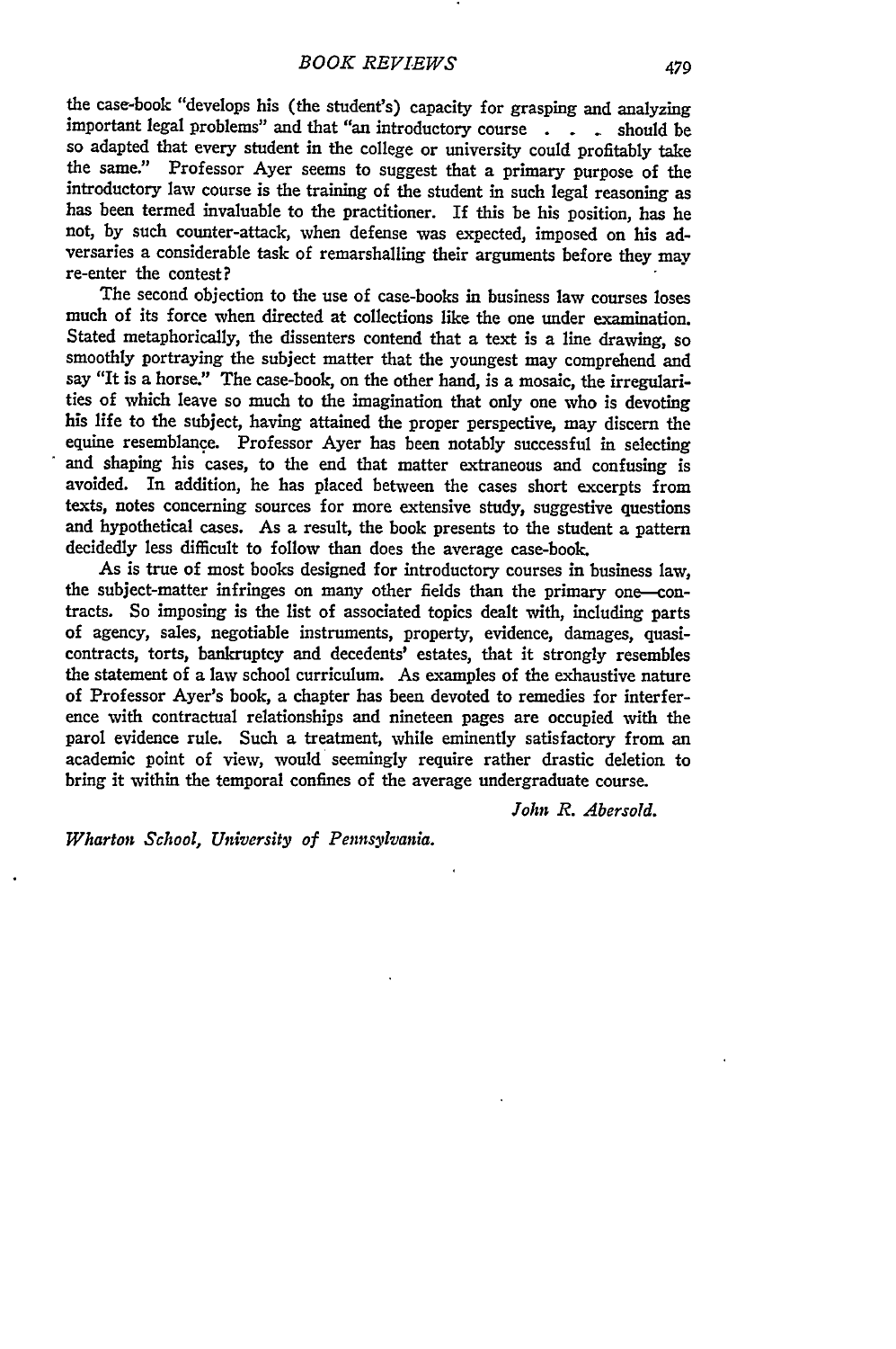the case-book "develops his (the student's) capacity for grasping and analyzing important legal problems" and that "an introductory course . . . should be so adapted that every student in the college or university could profitably take the same." Professor Ayer seems to suggest that a primary purpose of the introductory law course is the training of the student in such legal reasoning as has been termed invaluable to the practitioner. If this be his position, has he not, by such counter-attack, when defense was expected, imposed on his adversaries a considerable task of remarshalling their arguments before they may re-enter the contest?

The second objection to the use of case-books in business law courses loses much of its force when directed at collections like the one under examination. Stated metaphorically, the dissenters contend that a text is a line drawing, so smoothly portraying the subject matter that the youngest may comprehend and say "It is a horse." The case-book, on the other hand, is a mosaic, the irregularities of which leave so much to the imagination that only one who is devoting his life to the subject, having attained the proper perspective, may discern the equine resemblance. Professor Ayer has been notably successful in selecting and shaping his cases, to the end that matter extraneous and confusing is avoided. In addition, he has placed between the cases short excerpts from texts, notes concerning sources for more extensive study, suggestive questions and hypothetical cases. As a result, the book presents to the student a pattern decidedly less difficult to follow than does the average case-book.

As is true of most books designed for introductory courses in business law, the subject-matter infringes on many other fields than the primary one—contracts. So imposing is the list of associated topics dealt with, including parts of agency, sales, negotiable instruments, property, evidence, damages, quasi-contracts, torts, bankruptcy and decedents' estates, that it strongly resembles the statement of a law school curriculum. As examples of the exhaustive nature of Professor Ayer's book, a chapter has been devoted to remedies for interference with contractual relationships and nineteen pages are occupied with the parol evidence rule. Such a treatment, while eminently satisfactory from an academic point of view, would seemingly require rather drastic deletion to bring it within the temporal confines of the average undergraduate course.

*John R. Abersold.*

*Wharton School, University of Pennsylvania.*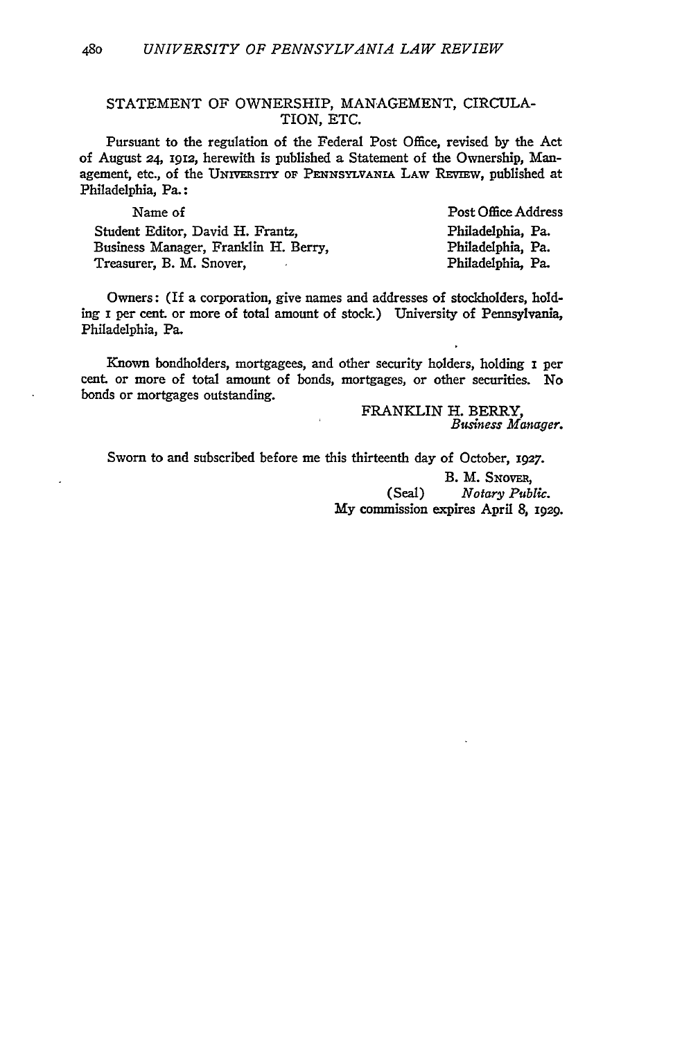## STATEMENT OF OWNERSHIP, MANAGEMENT, CIRCULATION, ETC.

Pursuant to the regulation of the Federal Post Office, revised by the Act of August 24, 1912, herewith is published a Statement of the Ownership, Management, etc., of the UNIVERSITY OF PENNSYLVANIA LAW REVIEW, published at Philadelphia, Pa.:

| Name of | Post Office Address |
|---|---|
| Student Editor, David H. Frantz, | Philadelphia, Pa. |
| Business Manager, Franklin H. Berry, | Philadelphia, Pa. |
| Treasurer, B. M. Snover, | Philadelphia, Pa. |

Owners: (If a corporation, give names and addresses of stockholders, holding 1 per cent. or more of total amount of stock.) University of Pennsylvania, Philadelphia, Pa.

Known bondholders, mortgagees, and other security holders, holding 1 per cent. or more of total amount of bonds, mortgages, or other securities. No bonds or mortgages outstanding.

FRANKLIN H. BERRY,
*Business Manager.*

Sworn to and subscribed before me this thirteenth day of October, 1927.

B. M. SNOVER,
(Seal) *Notary Public.*
My commission expires April 8, 1929.